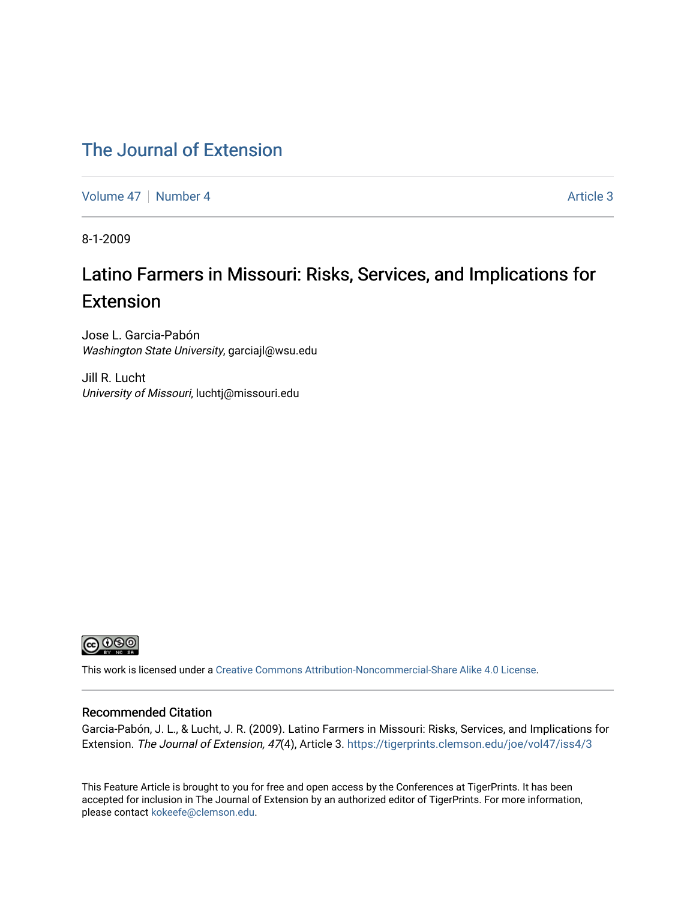# The Journal of Extension

Volume 47 | Number 4 | Article 3

8-1-2009

## Latino Farmers in Missouri: Risks, Services, and Implications for Extension

Jose L. Garcia-Pabón
*Washington State University*, garciajl@wsu.edu

Jill R. Lucht
*University of Missouri*, luchtj@missouri.edu

This work is licensed under a Creative Commons Attribution-Noncommercial-Share Alike 4.0 License.

### Recommended Citation

Garcia-Pabón, J. L., & Lucht, J. R. (2009). Latino Farmers in Missouri: Risks, Services, and Implications for Extension. *The Journal of Extension, 47*(4), Article 3. https://tigerprints.clemson.edu/joe/vol47/iss4/3

This Feature Article is brought to you for free and open access by the Conferences at TigerPrints. It has been accepted for inclusion in The Journal of Extension by an authorized editor of TigerPrints. For more information, please contact kokeefe@clemson.edu.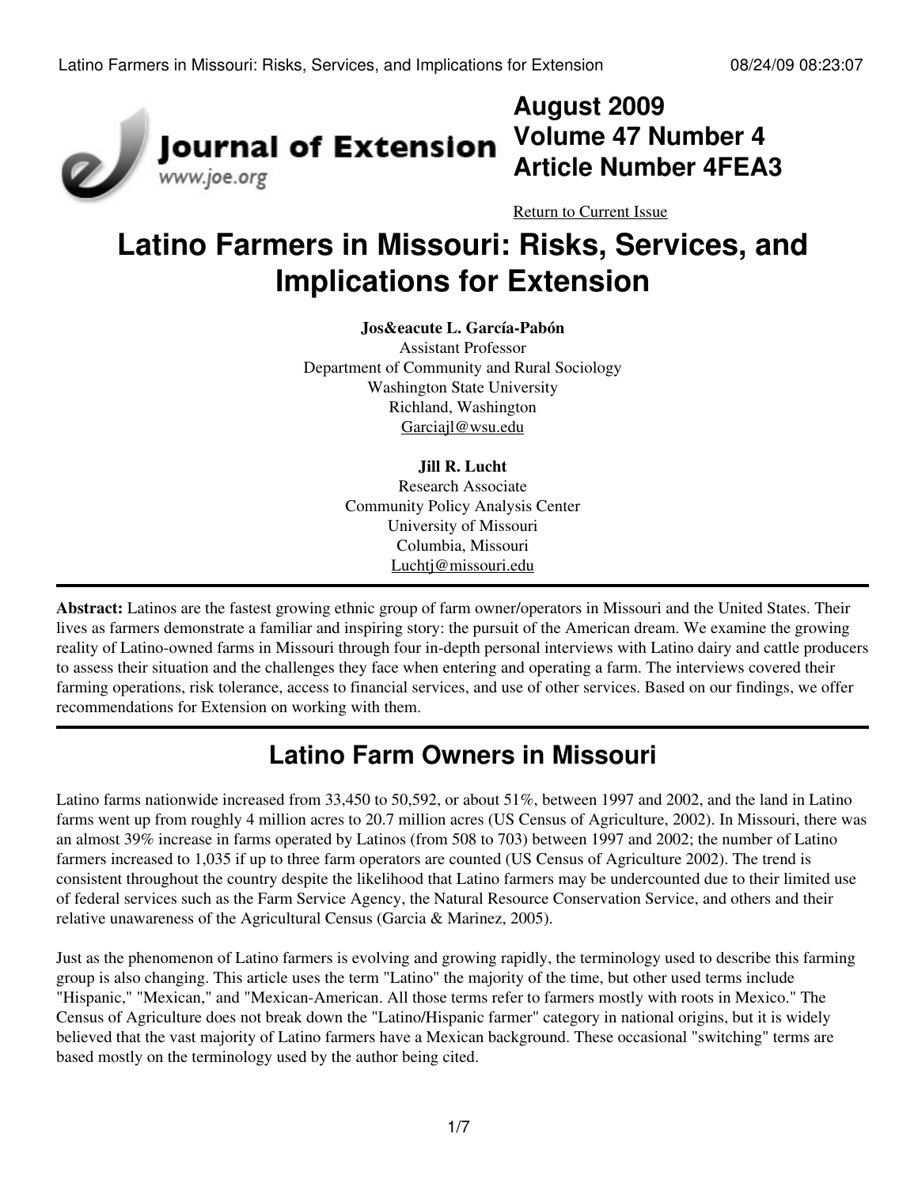August 2009
Volume 47 Number 4
Article Number 4FEA3

Return to Current Issue

# Latino Farmers in Missouri: Risks, Services, and Implications for Extension

**Jos&eacute L. García-Pabón**
Assistant Professor
Department of Community and Rural Sociology
Washington State University
Richland, Washington
Garciajl@wsu.edu

**Jill R. Lucht**
Research Associate
Community Policy Analysis Center
University of Missouri
Columbia, Missouri
Luchtj@missouri.edu

**Abstract:** Latinos are the fastest growing ethnic group of farm owner/operators in Missouri and the United States. Their lives as farmers demonstrate a familiar and inspiring story: the pursuit of the American dream. We examine the growing reality of Latino-owned farms in Missouri through four in-depth personal interviews with Latino dairy and cattle producers to assess their situation and the challenges they face when entering and operating a farm. The interviews covered their farming operations, risk tolerance, access to financial services, and use of other services. Based on our findings, we offer recommendations for Extension on working with them.

## Latino Farm Owners in Missouri

Latino farms nationwide increased from 33,450 to 50,592, or about 51%, between 1997 and 2002, and the land in Latino farms went up from roughly 4 million acres to 20.7 million acres (US Census of Agriculture, 2002). In Missouri, there was an almost 39% increase in farms operated by Latinos (from 508 to 703) between 1997 and 2002; the number of Latino farmers increased to 1,035 if up to three farm operators are counted (US Census of Agriculture 2002). The trend is consistent throughout the country despite the likelihood that Latino farmers may be undercounted due to their limited use of federal services such as the Farm Service Agency, the Natural Resource Conservation Service, and others and their relative unawareness of the Agricultural Census (Garcia & Marinez, 2005).

Just as the phenomenon of Latino farmers is evolving and growing rapidly, the terminology used to describe this farming group is also changing. This article uses the term "Latino" the majority of the time, but other used terms include "Hispanic," "Mexican," and "Mexican-American. All those terms refer to farmers mostly with roots in Mexico." The Census of Agriculture does not break down the "Latino/Hispanic farmer" category in national origins, but it is widely believed that the vast majority of Latino farmers have a Mexican background. These occasional "switching" terms are based mostly on the terminology used by the author being cited.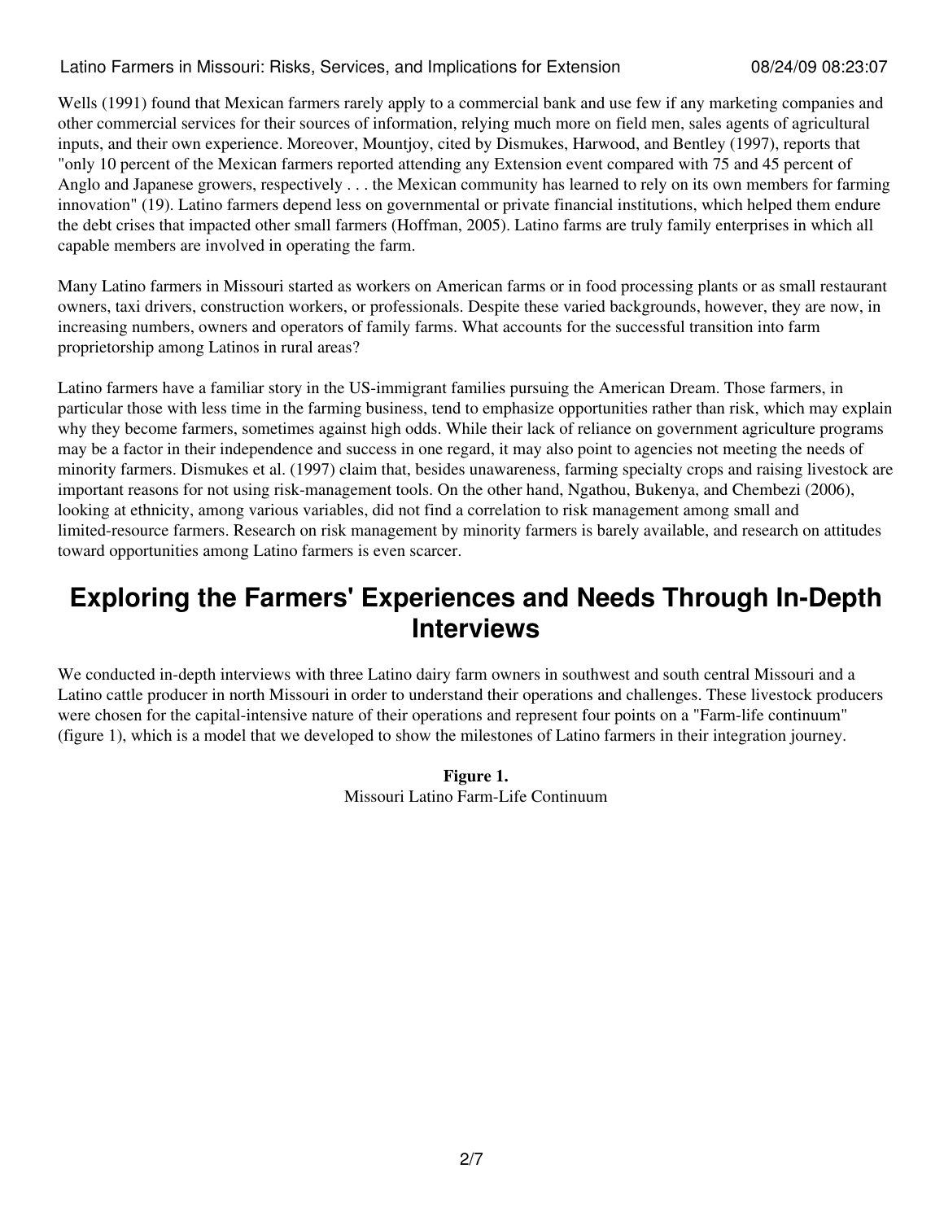Wells (1991) found that Mexican farmers rarely apply to a commercial bank and use few if any marketing companies and other commercial services for their sources of information, relying much more on field men, sales agents of agricultural inputs, and their own experience. Moreover, Mountjoy, cited by Dismukes, Harwood, and Bentley (1997), reports that "only 10 percent of the Mexican farmers reported attending any Extension event compared with 75 and 45 percent of Anglo and Japanese growers, respectively . . . the Mexican community has learned to rely on its own members for farming innovation" (19). Latino farmers depend less on governmental or private financial institutions, which helped them endure the debt crises that impacted other small farmers (Hoffman, 2005). Latino farms are truly family enterprises in which all capable members are involved in operating the farm.

Many Latino farmers in Missouri started as workers on American farms or in food processing plants or as small restaurant owners, taxi drivers, construction workers, or professionals. Despite these varied backgrounds, however, they are now, in increasing numbers, owners and operators of family farms. What accounts for the successful transition into farm proprietorship among Latinos in rural areas?

Latino farmers have a familiar story in the US-immigrant families pursuing the American Dream. Those farmers, in particular those with less time in the farming business, tend to emphasize opportunities rather than risk, which may explain why they become farmers, sometimes against high odds. While their lack of reliance on government agriculture programs may be a factor in their independence and success in one regard, it may also point to agencies not meeting the needs of minority farmers. Dismukes et al. (1997) claim that, besides unawareness, farming specialty crops and raising livestock are important reasons for not using risk-management tools. On the other hand, Ngathou, Bukenya, and Chembezi (2006), looking at ethnicity, among various variables, did not find a correlation to risk management among small and limited-resource farmers. Research on risk management by minority farmers is barely available, and research on attitudes toward opportunities among Latino farmers is even scarcer.

## Exploring the Farmers' Experiences and Needs Through In-Depth Interviews

We conducted in-depth interviews with three Latino dairy farm owners in southwest and south central Missouri and a Latino cattle producer in north Missouri in order to understand their operations and challenges. These livestock producers were chosen for the capital-intensive nature of their operations and represent four points on a "Farm-life continuum" (figure 1), which is a model that we developed to show the milestones of Latino farmers in their integration journey.

**Figure 1.**
Missouri Latino Farm-Life Continuum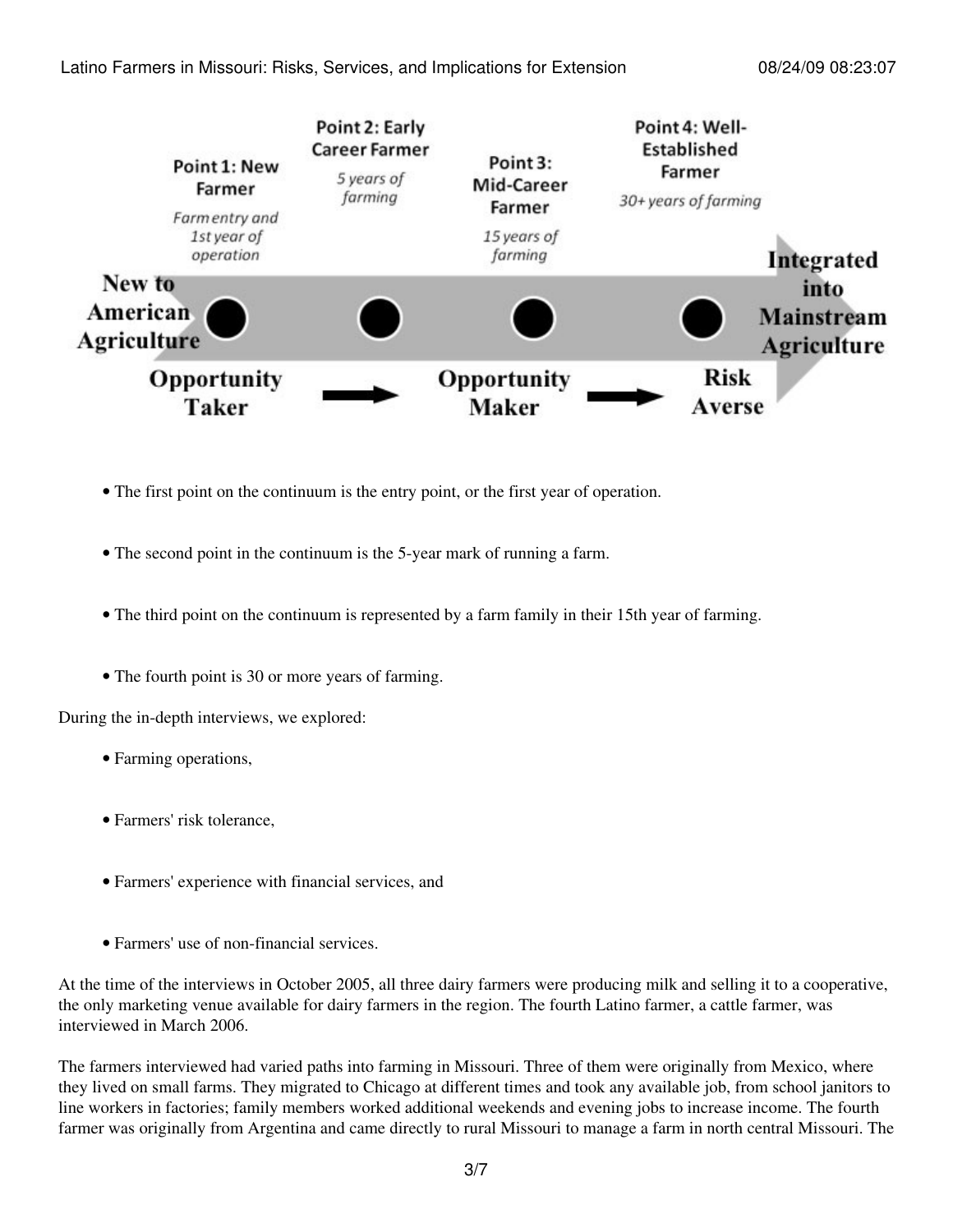- The first point on the continuum is the entry point, or the first year of operation.
- The second point in the continuum is the 5-year mark of running a farm.
- The third point on the continuum is represented by a farm family in their 15th year of farming.
- The fourth point is 30 or more years of farming.

During the in-depth interviews, we explored:

- Farming operations,
- Farmers' risk tolerance,
- Farmers' experience with financial services, and
- Farmers' use of non-financial services.

At the time of the interviews in October 2005, all three dairy farmers were producing milk and selling it to a cooperative, the only marketing venue available for dairy farmers in the region. The fourth Latino farmer, a cattle farmer, was interviewed in March 2006.

The farmers interviewed had varied paths into farming in Missouri. Three of them were originally from Mexico, where they lived on small farms. They migrated to Chicago at different times and took any available job, from school janitors to line workers in factories; family members worked additional weekends and evening jobs to increase income. The fourth farmer was originally from Argentina and came directly to rural Missouri to manage a farm in north central Missouri. The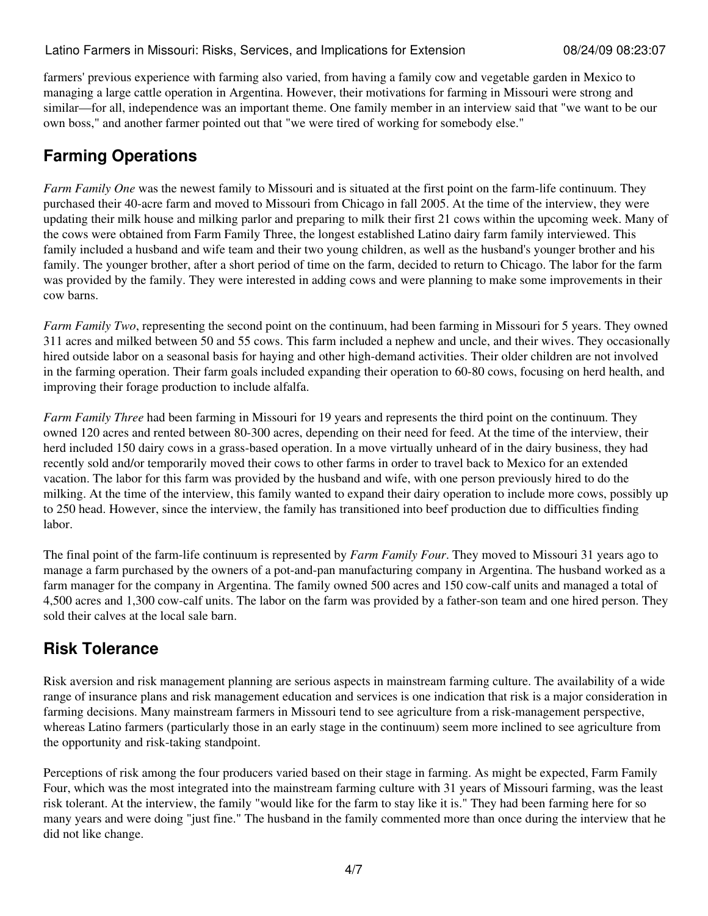farmers' previous experience with farming also varied, from having a family cow and vegetable garden in Mexico to managing a large cattle operation in Argentina. However, their motivations for farming in Missouri were strong and similar—for all, independence was an important theme. One family member in an interview said that "we want to be our own boss," and another farmer pointed out that "we were tired of working for somebody else."

## Farming Operations

*Farm Family One* was the newest family to Missouri and is situated at the first point on the farm-life continuum. They purchased their 40-acre farm and moved to Missouri from Chicago in fall 2005. At the time of the interview, they were updating their milk house and milking parlor and preparing to milk their first 21 cows within the upcoming week. Many of the cows were obtained from Farm Family Three, the longest established Latino dairy farm family interviewed. This family included a husband and wife team and their two young children, as well as the husband's younger brother and his family. The younger brother, after a short period of time on the farm, decided to return to Chicago. The labor for the farm was provided by the family. They were interested in adding cows and were planning to make some improvements in their cow barns.

*Farm Family Two*, representing the second point on the continuum, had been farming in Missouri for 5 years. They owned 311 acres and milked between 50 and 55 cows. This farm included a nephew and uncle, and their wives. They occasionally hired outside labor on a seasonal basis for haying and other high-demand activities. Their older children are not involved in the farming operation. Their farm goals included expanding their operation to 60-80 cows, focusing on herd health, and improving their forage production to include alfalfa.

*Farm Family Three* had been farming in Missouri for 19 years and represents the third point on the continuum. They owned 120 acres and rented between 80-300 acres, depending on their need for feed. At the time of the interview, their herd included 150 dairy cows in a grass-based operation. In a move virtually unheard of in the dairy business, they had recently sold and/or temporarily moved their cows to other farms in order to travel back to Mexico for an extended vacation. The labor for this farm was provided by the husband and wife, with one person previously hired to do the milking. At the time of the interview, this family wanted to expand their dairy operation to include more cows, possibly up to 250 head. However, since the interview, the family has transitioned into beef production due to difficulties finding labor.

The final point of the farm-life continuum is represented by *Farm Family Four*. They moved to Missouri 31 years ago to manage a farm purchased by the owners of a pot-and-pan manufacturing company in Argentina. The husband worked as a farm manager for the company in Argentina. The family owned 500 acres and 150 cow-calf units and managed a total of 4,500 acres and 1,300 cow-calf units. The labor on the farm was provided by a father-son team and one hired person. They sold their calves at the local sale barn.

## Risk Tolerance

Risk aversion and risk management planning are serious aspects in mainstream farming culture. The availability of a wide range of insurance plans and risk management education and services is one indication that risk is a major consideration in farming decisions. Many mainstream farmers in Missouri tend to see agriculture from a risk-management perspective, whereas Latino farmers (particularly those in an early stage in the continuum) seem more inclined to see agriculture from the opportunity and risk-taking standpoint.

Perceptions of risk among the four producers varied based on their stage in farming. As might be expected, Farm Family Four, which was the most integrated into the mainstream farming culture with 31 years of Missouri farming, was the least risk tolerant. At the interview, the family "would like for the farm to stay like it is." They had been farming here for so many years and were doing "just fine." The husband in the family commented more than once during the interview that he did not like change.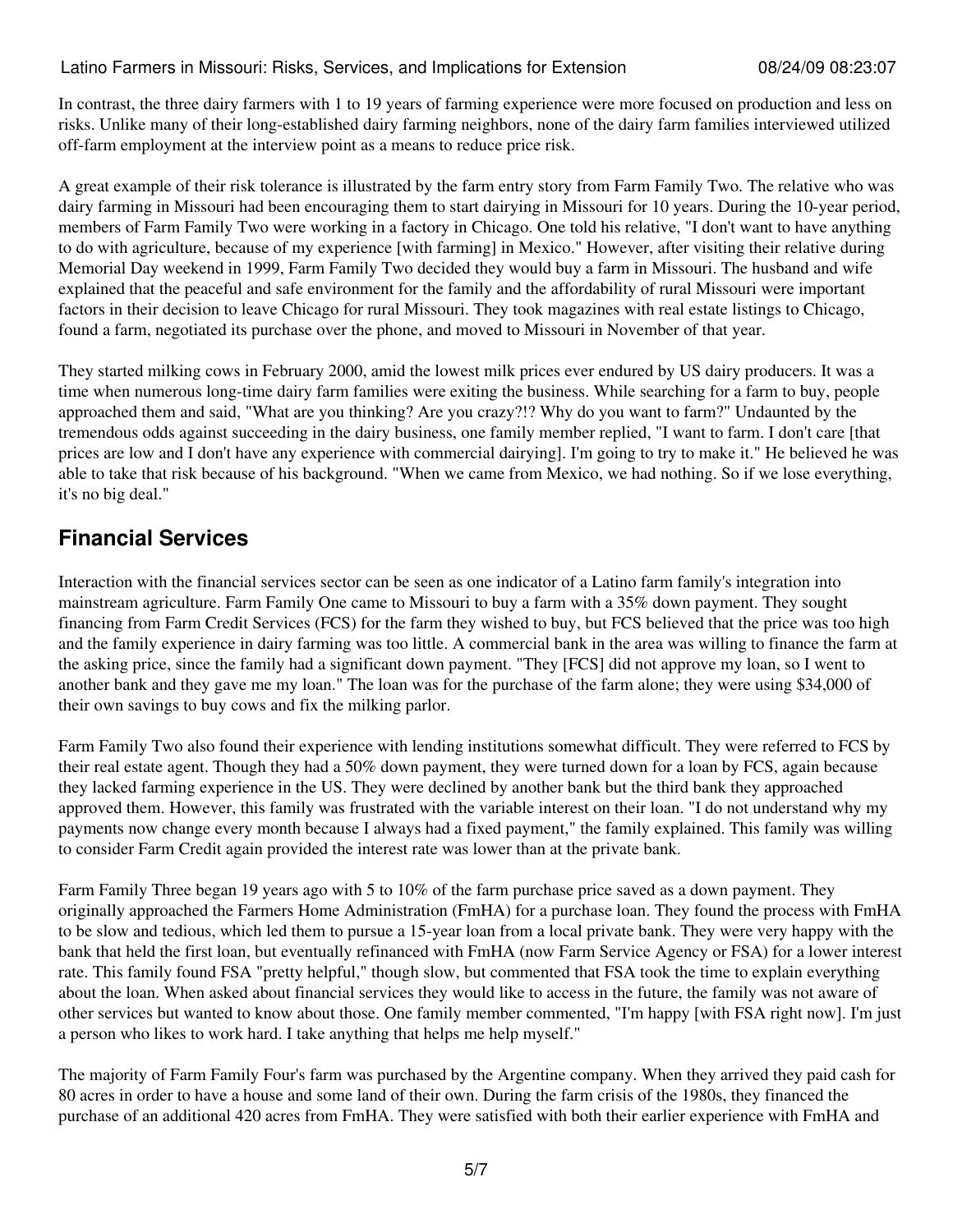In contrast, the three dairy farmers with 1 to 19 years of farming experience were more focused on production and less on risks. Unlike many of their long-established dairy farming neighbors, none of the dairy farm families interviewed utilized off-farm employment at the interview point as a means to reduce price risk.

A great example of their risk tolerance is illustrated by the farm entry story from Farm Family Two. The relative who was dairy farming in Missouri had been encouraging them to start dairying in Missouri for 10 years. During the 10-year period, members of Farm Family Two were working in a factory in Chicago. One told his relative, "I don't want to have anything to do with agriculture, because of my experience [with farming] in Mexico." However, after visiting their relative during Memorial Day weekend in 1999, Farm Family Two decided they would buy a farm in Missouri. The husband and wife explained that the peaceful and safe environment for the family and the affordability of rural Missouri were important factors in their decision to leave Chicago for rural Missouri. They took magazines with real estate listings to Chicago, found a farm, negotiated its purchase over the phone, and moved to Missouri in November of that year.

They started milking cows in February 2000, amid the lowest milk prices ever endured by US dairy producers. It was a time when numerous long-time dairy farm families were exiting the business. While searching for a farm to buy, people approached them and said, "What are you thinking? Are you crazy?!? Why do you want to farm?" Undaunted by the tremendous odds against succeeding in the dairy business, one family member replied, "I want to farm. I don't care [that prices are low and I don't have any experience with commercial dairying]. I'm going to try to make it." He believed he was able to take that risk because of his background. "When we came from Mexico, we had nothing. So if we lose everything, it's no big deal."

## Financial Services

Interaction with the financial services sector can be seen as one indicator of a Latino farm family's integration into mainstream agriculture. Farm Family One came to Missouri to buy a farm with a 35% down payment. They sought financing from Farm Credit Services (FCS) for the farm they wished to buy, but FCS believed that the price was too high and the family experience in dairy farming was too little. A commercial bank in the area was willing to finance the farm at the asking price, since the family had a significant down payment. "They [FCS] did not approve my loan, so I went to another bank and they gave me my loan." The loan was for the purchase of the farm alone; they were using $34,000 of their own savings to buy cows and fix the milking parlor.

Farm Family Two also found their experience with lending institutions somewhat difficult. They were referred to FCS by their real estate agent. Though they had a 50% down payment, they were turned down for a loan by FCS, again because they lacked farming experience in the US. They were declined by another bank but the third bank they approached approved them. However, this family was frustrated with the variable interest on their loan. "I do not understand why my payments now change every month because I always had a fixed payment," the family explained. This family was willing to consider Farm Credit again provided the interest rate was lower than at the private bank.

Farm Family Three began 19 years ago with 5 to 10% of the farm purchase price saved as a down payment. They originally approached the Farmers Home Administration (FmHA) for a purchase loan. They found the process with FmHA to be slow and tedious, which led them to pursue a 15-year loan from a local private bank. They were very happy with the bank that held the first loan, but eventually refinanced with FmHA (now Farm Service Agency or FSA) for a lower interest rate. This family found FSA "pretty helpful," though slow, but commented that FSA took the time to explain everything about the loan. When asked about financial services they would like to access in the future, the family was not aware of other services but wanted to know about those. One family member commented, "I'm happy [with FSA right now]. I'm just a person who likes to work hard. I take anything that helps me help myself."

The majority of Farm Family Four's farm was purchased by the Argentine company. When they arrived they paid cash for 80 acres in order to have a house and some land of their own. During the farm crisis of the 1980s, they financed the purchase of an additional 420 acres from FmHA. They were satisfied with both their earlier experience with FmHA and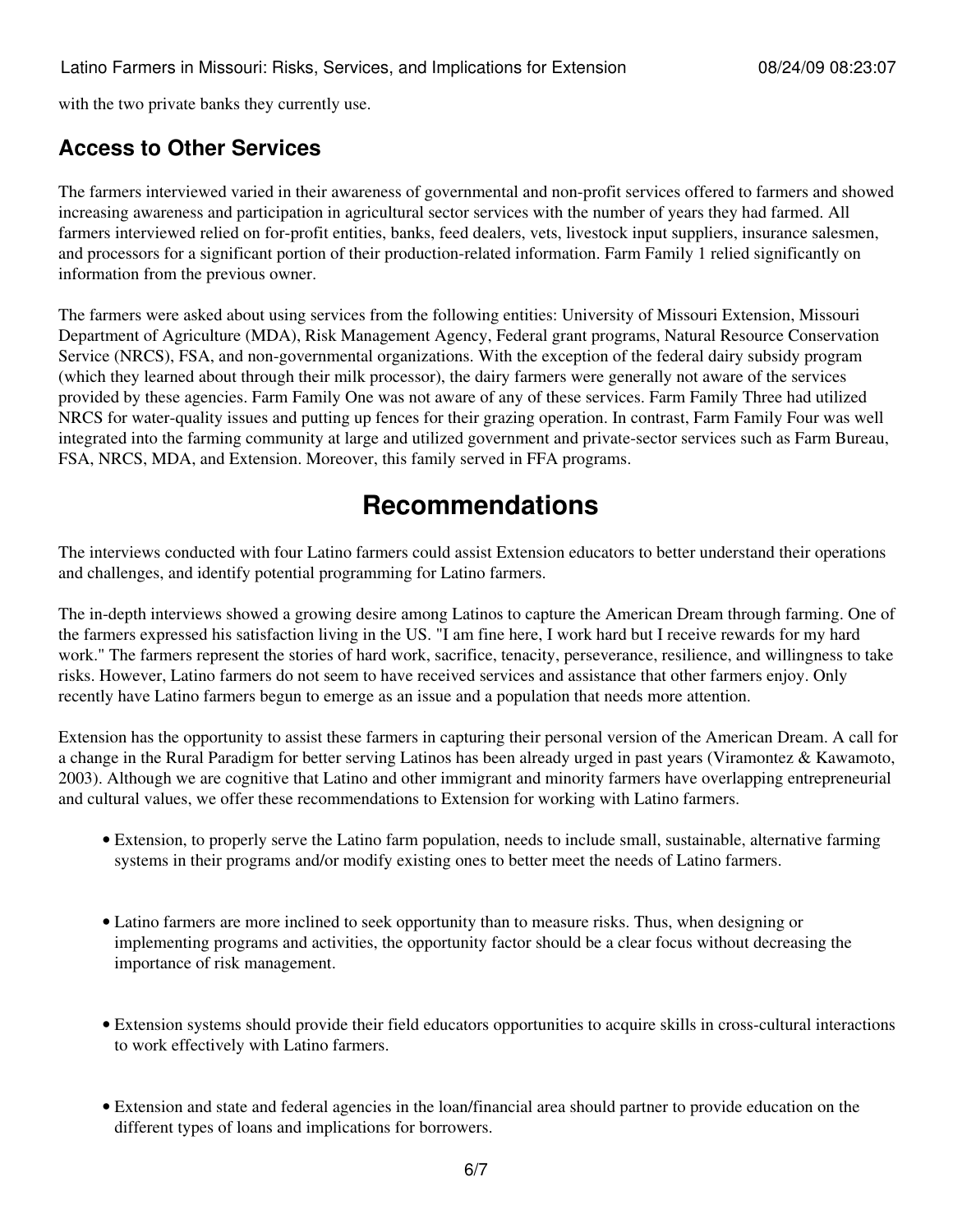with the two private banks they currently use.

### Access to Other Services

The farmers interviewed varied in their awareness of governmental and non-profit services offered to farmers and showed increasing awareness and participation in agricultural sector services with the number of years they had farmed. All farmers interviewed relied on for-profit entities, banks, feed dealers, vets, livestock input suppliers, insurance salesmen, and processors for a significant portion of their production-related information. Farm Family 1 relied significantly on information from the previous owner.

The farmers were asked about using services from the following entities: University of Missouri Extension, Missouri Department of Agriculture (MDA), Risk Management Agency, Federal grant programs, Natural Resource Conservation Service (NRCS), FSA, and non-governmental organizations. With the exception of the federal dairy subsidy program (which they learned about through their milk processor), the dairy farmers were generally not aware of the services provided by these agencies. Farm Family One was not aware of any of these services. Farm Family Three had utilized NRCS for water-quality issues and putting up fences for their grazing operation. In contrast, Farm Family Four was well integrated into the farming community at large and utilized government and private-sector services such as Farm Bureau, FSA, NRCS, MDA, and Extension. Moreover, this family served in FFA programs.

## Recommendations

The interviews conducted with four Latino farmers could assist Extension educators to better understand their operations and challenges, and identify potential programming for Latino farmers.

The in-depth interviews showed a growing desire among Latinos to capture the American Dream through farming. One of the farmers expressed his satisfaction living in the US. "I am fine here, I work hard but I receive rewards for my hard work." The farmers represent the stories of hard work, sacrifice, tenacity, perseverance, resilience, and willingness to take risks. However, Latino farmers do not seem to have received services and assistance that other farmers enjoy. Only recently have Latino farmers begun to emerge as an issue and a population that needs more attention.

Extension has the opportunity to assist these farmers in capturing their personal version of the American Dream. A call for a change in the Rural Paradigm for better serving Latinos has been already urged in past years (Viramontez & Kawamoto, 2003). Although we are cognitive that Latino and other immigrant and minority farmers have overlapping entrepreneurial and cultural values, we offer these recommendations to Extension for working with Latino farmers.

- Extension, to properly serve the Latino farm population, needs to include small, sustainable, alternative farming systems in their programs and/or modify existing ones to better meet the needs of Latino farmers.
- Latino farmers are more inclined to seek opportunity than to measure risks. Thus, when designing or implementing programs and activities, the opportunity factor should be a clear focus without decreasing the importance of risk management.
- Extension systems should provide their field educators opportunities to acquire skills in cross-cultural interactions to work effectively with Latino farmers.
- Extension and state and federal agencies in the loan/financial area should partner to provide education on the different types of loans and implications for borrowers.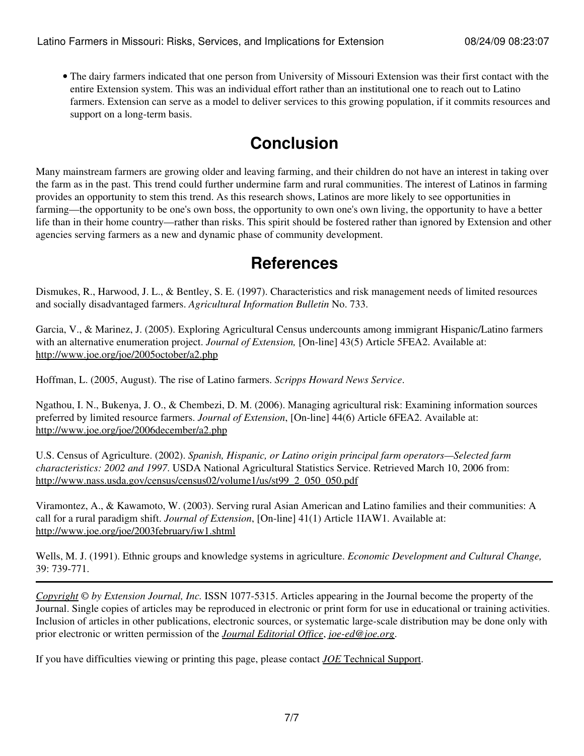- The dairy farmers indicated that one person from University of Missouri Extension was their first contact with the entire Extension system. This was an individual effort rather than an institutional one to reach out to Latino farmers. Extension can serve as a model to deliver services to this growing population, if it commits resources and support on a long-term basis.

## Conclusion

Many mainstream farmers are growing older and leaving farming, and their children do not have an interest in taking over the farm as in the past. This trend could further undermine farm and rural communities. The interest of Latinos in farming provides an opportunity to stem this trend. As this research shows, Latinos are more likely to see opportunities in farming—the opportunity to be one's own boss, the opportunity to own one's own living, the opportunity to have a better life than in their home country—rather than risks. This spirit should be fostered rather than ignored by Extension and other agencies serving farmers as a new and dynamic phase of community development.

## References

Dismukes, R., Harwood, J. L., & Bentley, S. E. (1997). Characteristics and risk management needs of limited resources and socially disadvantaged farmers. *Agricultural Information Bulletin* No. 733.

Garcia, V., & Marinez, J. (2005). Exploring Agricultural Census undercounts among immigrant Hispanic/Latino farmers with an alternative enumeration project. *Journal of Extension,* [On-line] 43(5) Article 5FEA2. Available at: http://www.joe.org/joe/2005october/a2.php

Hoffman, L. (2005, August). The rise of Latino farmers. *Scripps Howard News Service*.

Ngathou, I. N., Bukenya, J. O., & Chembezi, D. M. (2006). Managing agricultural risk: Examining information sources preferred by limited resource farmers. *Journal of Extension*, [On-line] 44(6) Article 6FEA2. Available at: http://www.joe.org/joe/2006december/a2.php

U.S. Census of Agriculture. (2002). *Spanish, Hispanic, or Latino origin principal farm operators—Selected farm characteristics: 2002 and 1997*. USDA National Agricultural Statistics Service. Retrieved March 10, 2006 from: http://www.nass.usda.gov/census/census02/volume1/us/st99_2_050_050.pdf

Viramontez, A., & Kawamoto, W. (2003). Serving rural Asian American and Latino families and their communities: A call for a rural paradigm shift. *Journal of Extension*, [On-line] 41(1) Article 1IAW1. Available at: http://www.joe.org/joe/2003february/iw1.shtml

Wells, M. J. (1991). Ethnic groups and knowledge systems in agriculture. *Economic Development and Cultural Change,* 39: 739-771.

---

*Copyright* © *by Extension Journal, Inc.* ISSN 1077-5315. Articles appearing in the Journal become the property of the Journal. Single copies of articles may be reproduced in electronic or print form for use in educational or training activities. Inclusion of articles in other publications, electronic sources, or systematic large-scale distribution may be done only with prior electronic or written permission of the *Journal Editorial Office*, *joe-ed@joe.org*.

If you have difficulties viewing or printing this page, please contact *JOE* Technical Support.